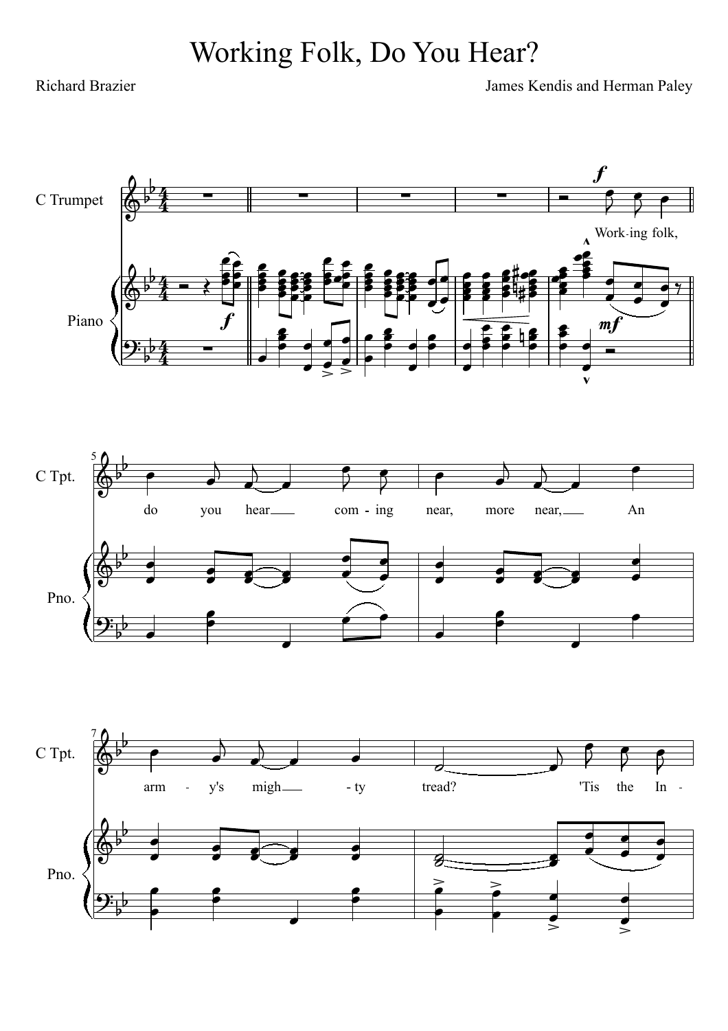# Working Folk, Do You Hear?

Richard Brazier

James Kendis and Herman Paley

C Trumpet

Piano

Work-ing folk, do you hear coming near, more near, An arm-y's migh-ty tread? 'Tis the In-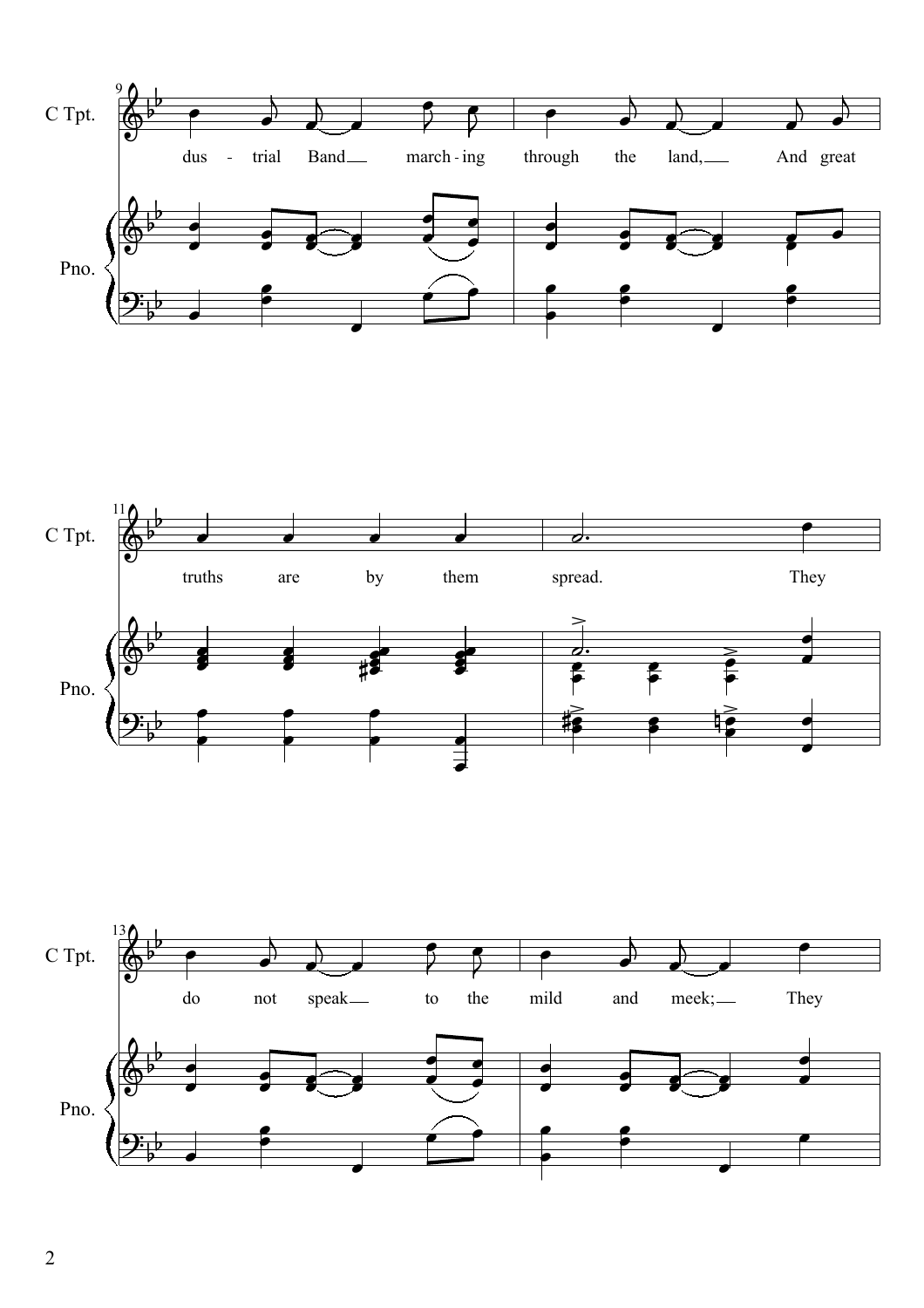C Tpt.

dus - trial Band march - ing through the land, And great

Pno.

C Tpt.

truths are by them spread. They

Pno.

C Tpt.

do not speak to the mild and meek; They

Pno.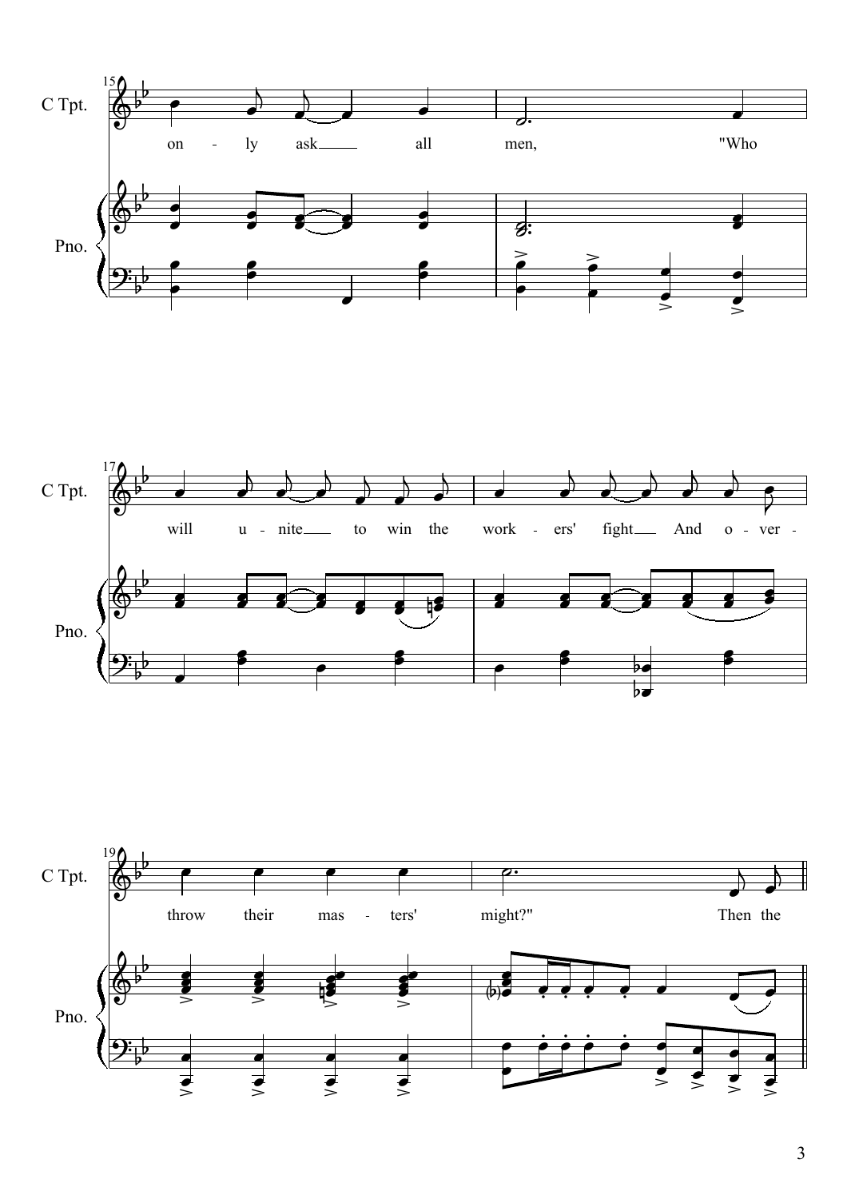C Tpt.

on - ly ask all men, "Who

Pno.

C Tpt.

will u - nite to win the work - ers' fight And o - ver -

Pno.

C Tpt.

throw their mas - ters' might?" Then the

Pno.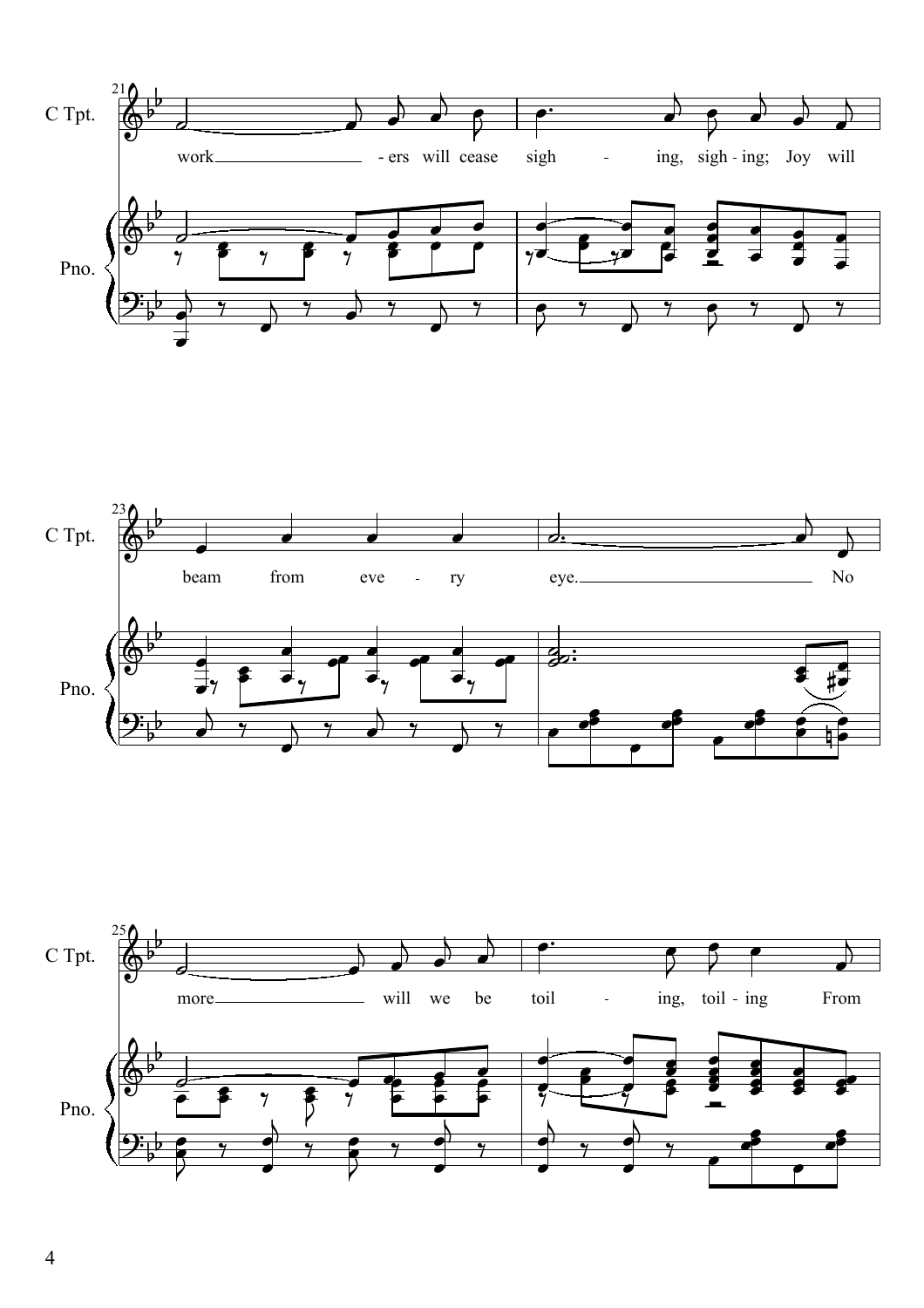C Tpt.

work - ers will cease sigh - ing, sigh - ing; Joy will

Pno.

C Tpt.

beam from eve - ry eye. No

Pno.

C Tpt.

more will we be toil - ing, toil - ing From

Pno.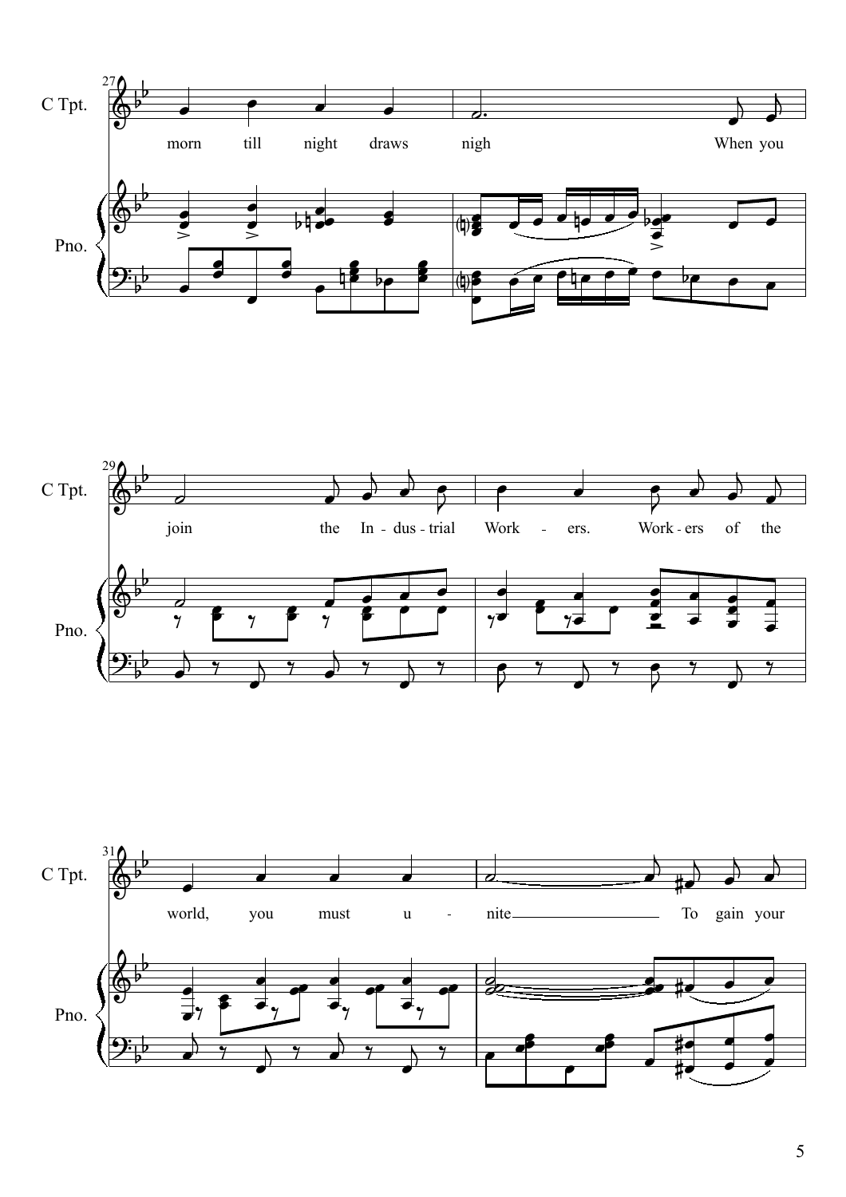27

C Tpt.

morn till night draws nigh When you

Pno.

29

C Tpt.

join the In - dus - trial Work - ers. Work - ers of the

Pno.

31

C Tpt.

world, you must u - nite To gain your

Pno.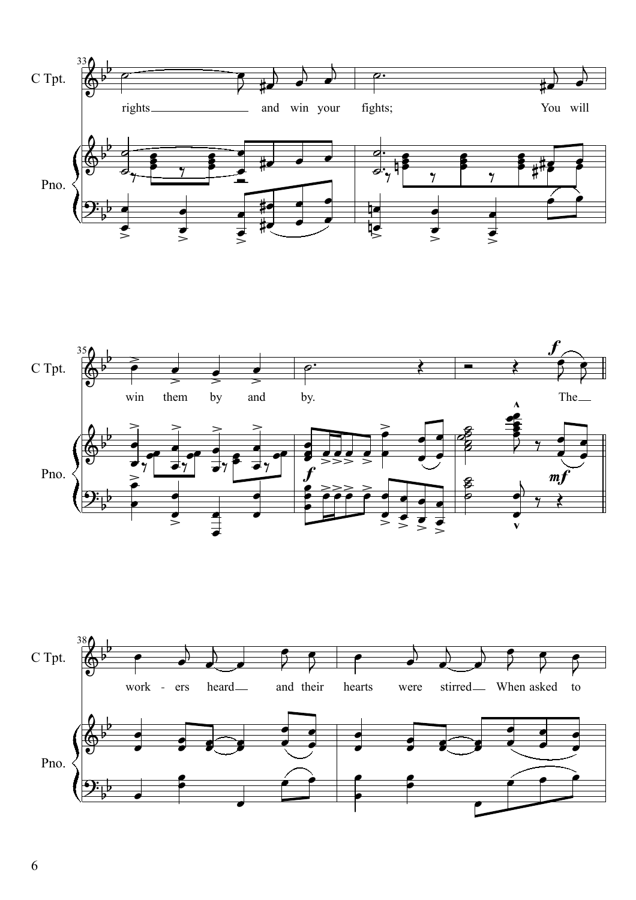C Tpt.

rights and win your fights; You will

Pno.

C Tpt.

win them by and by. The

Pno.

C Tpt.

work - ers heard and their hearts were stirred When asked to

Pno.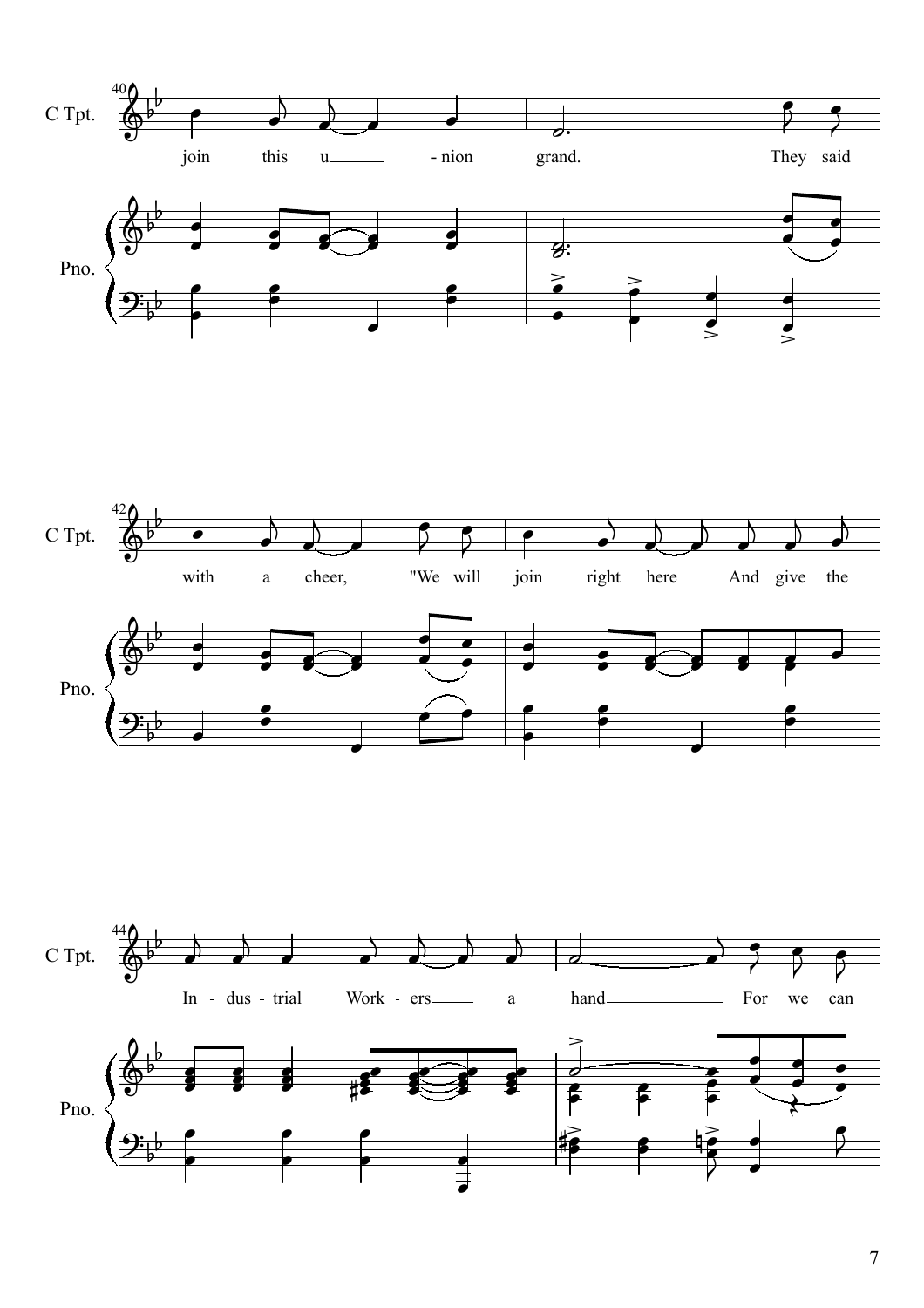C Tpt.

join this u - nion grand. They said

Pno.

C Tpt.

with a cheer, "We will join right here And give the

Pno.

C Tpt.

In - dus - trial Work - ers a hand For we can

Pno.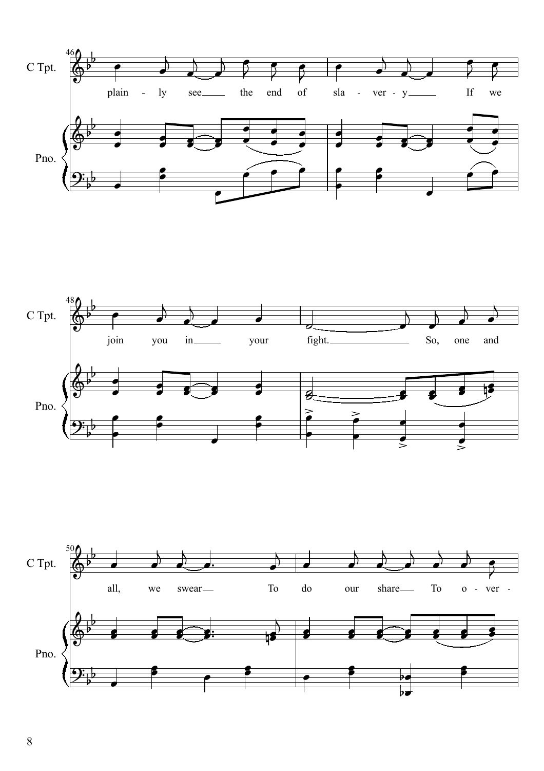C Tpt.

plain - ly see the end of sla - ver - y If we

Pno.

C Tpt.

join you in your fight. So, one and

Pno.

C Tpt.

all, we swear To do our share To o - ver -

Pno.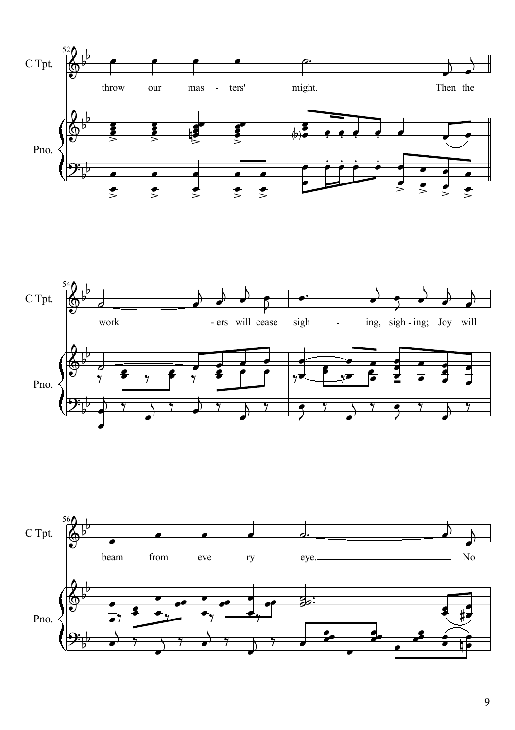C Tpt.

throw our mas - ters' might. Then the

Pno.

C Tpt.

work - ers will cease sigh - ing, sigh - ing; Joy will

Pno.

C Tpt.

beam from eve - ry eye. No

Pno.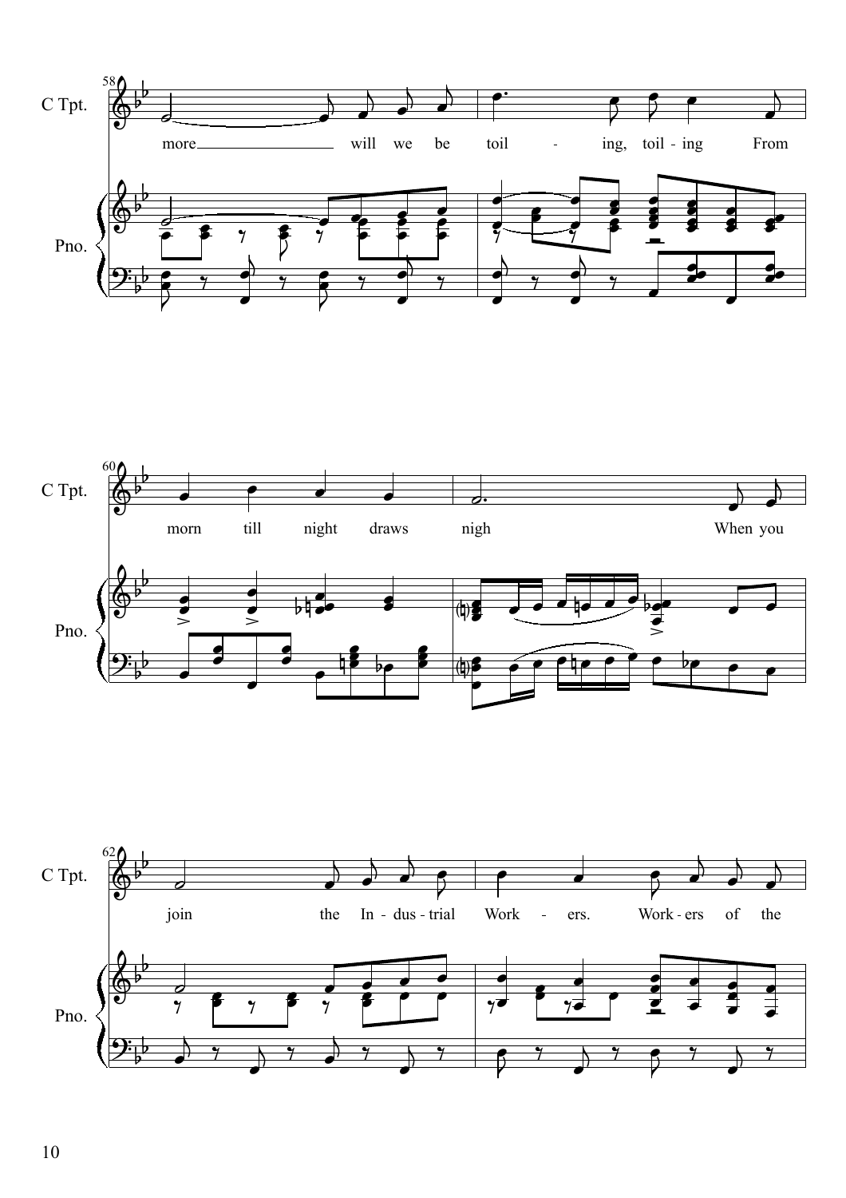C Tpt.

more will we be toil - ing, toil - ing From

Pno.

C Tpt.

morn till night draws nigh When you

Pno.

C Tpt.

join the In - dus - trial Work - ers. Work - ers of the

Pno.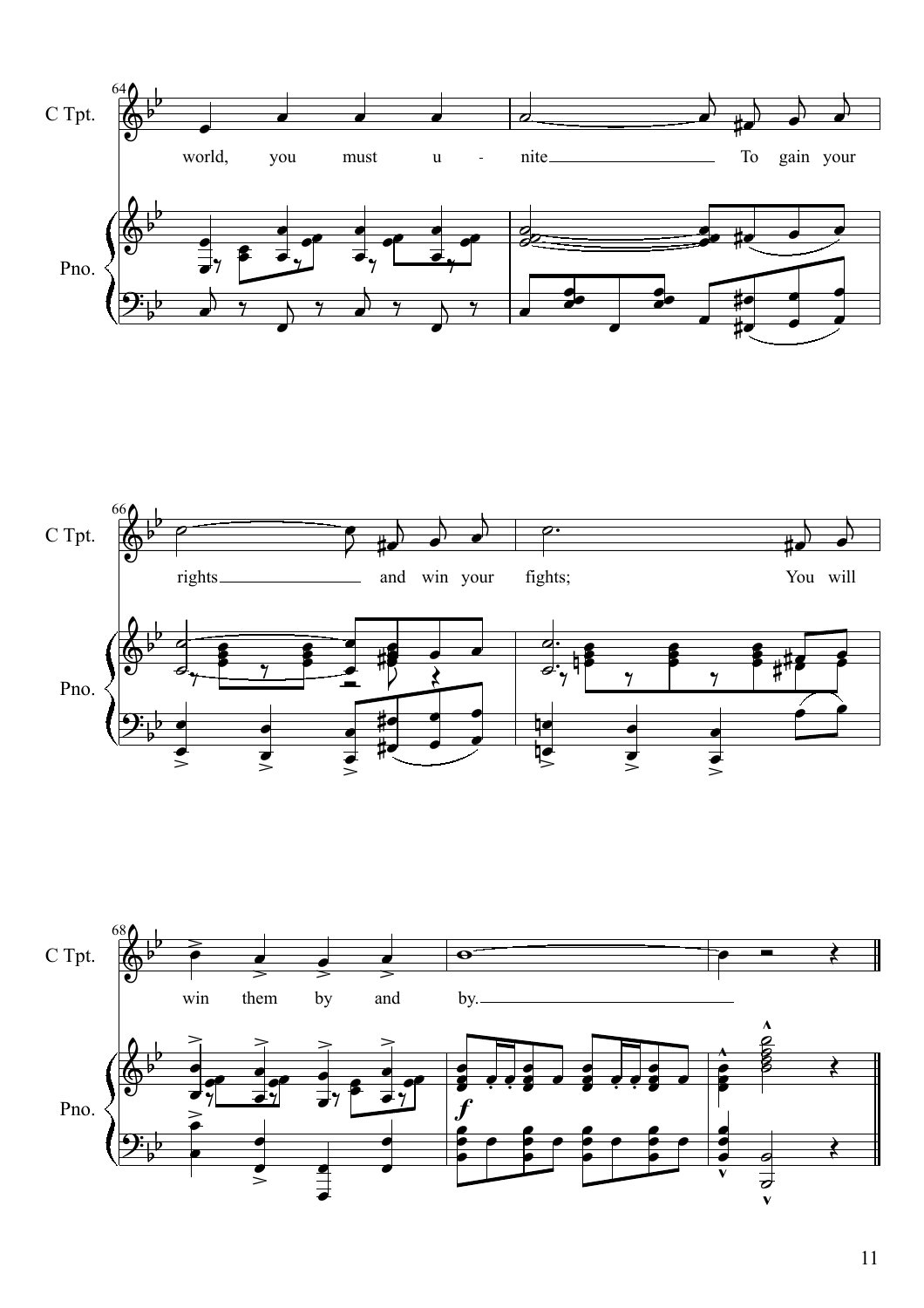C Tpt.

Pno.

world, you must u - nite To gain your

rights and win your fights; You will

win them by and by.